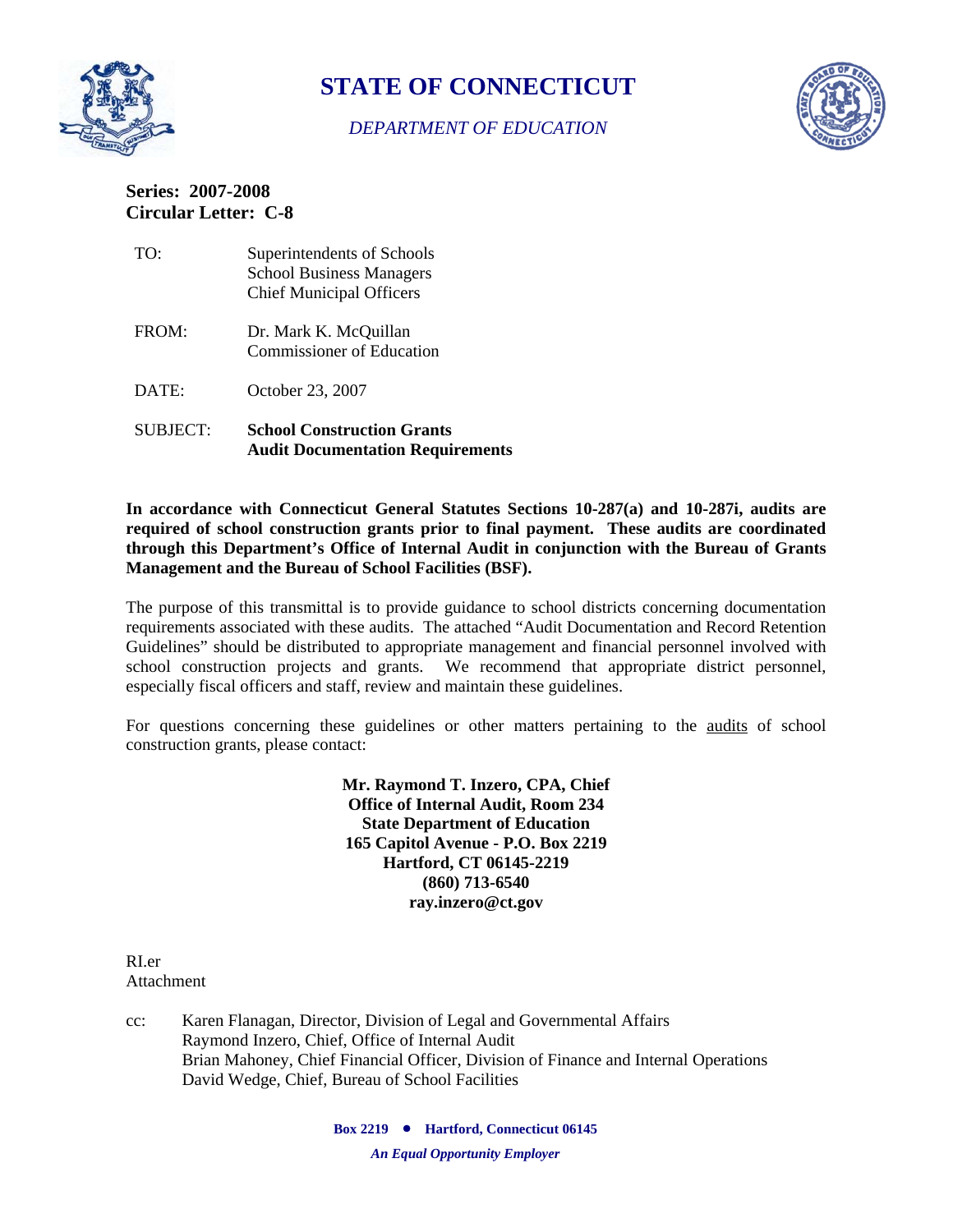# STATE OF CONNECTICUT

*DEPARTMENT OF EDUCATION*

**Series: 2007-2008**
**Circular Letter: C-8**

| | |
|---|---|
| TO: | Superintendents of Schools<br>School Business Managers<br>Chief Municipal Officers |
| FROM: | Dr. Mark K. McQuillan<br>Commissioner of Education |
| DATE: | October 23, 2007 |
| SUBJECT: | **School Construction Grants**<br>**Audit Documentation Requirements** |

**In accordance with Connecticut General Statutes Sections 10-287(a) and 10-287i, audits are required of school construction grants prior to final payment. These audits are coordinated through this Department's Office of Internal Audit in conjunction with the Bureau of Grants Management and the Bureau of School Facilities (BSF).**

The purpose of this transmittal is to provide guidance to school districts concerning documentation requirements associated with these audits. The attached "Audit Documentation and Record Retention Guidelines" should be distributed to appropriate management and financial personnel involved with school construction projects and grants. We recommend that appropriate district personnel, especially fiscal officers and staff, review and maintain these guidelines.

For questions concerning these guidelines or other matters pertaining to the audits of school construction grants, please contact:

**Mr. Raymond T. Inzero, CPA, Chief**
**Office of Internal Audit, Room 234**
**State Department of Education**
**165 Capitol Avenue - P.O. Box 2219**
**Hartford, CT 06145-2219**
**(860) 713-6540**
**ray.inzero@ct.gov**

RI.er
Attachment

cc: Karen Flanagan, Director, Division of Legal and Governmental Affairs
Raymond Inzero, Chief, Office of Internal Audit
Brian Mahoney, Chief Financial Officer, Division of Finance and Internal Operations
David Wedge, Chief, Bureau of School Facilities

**Box 2219 • Hartford, Connecticut 06145**

***An Equal Opportunity Employer***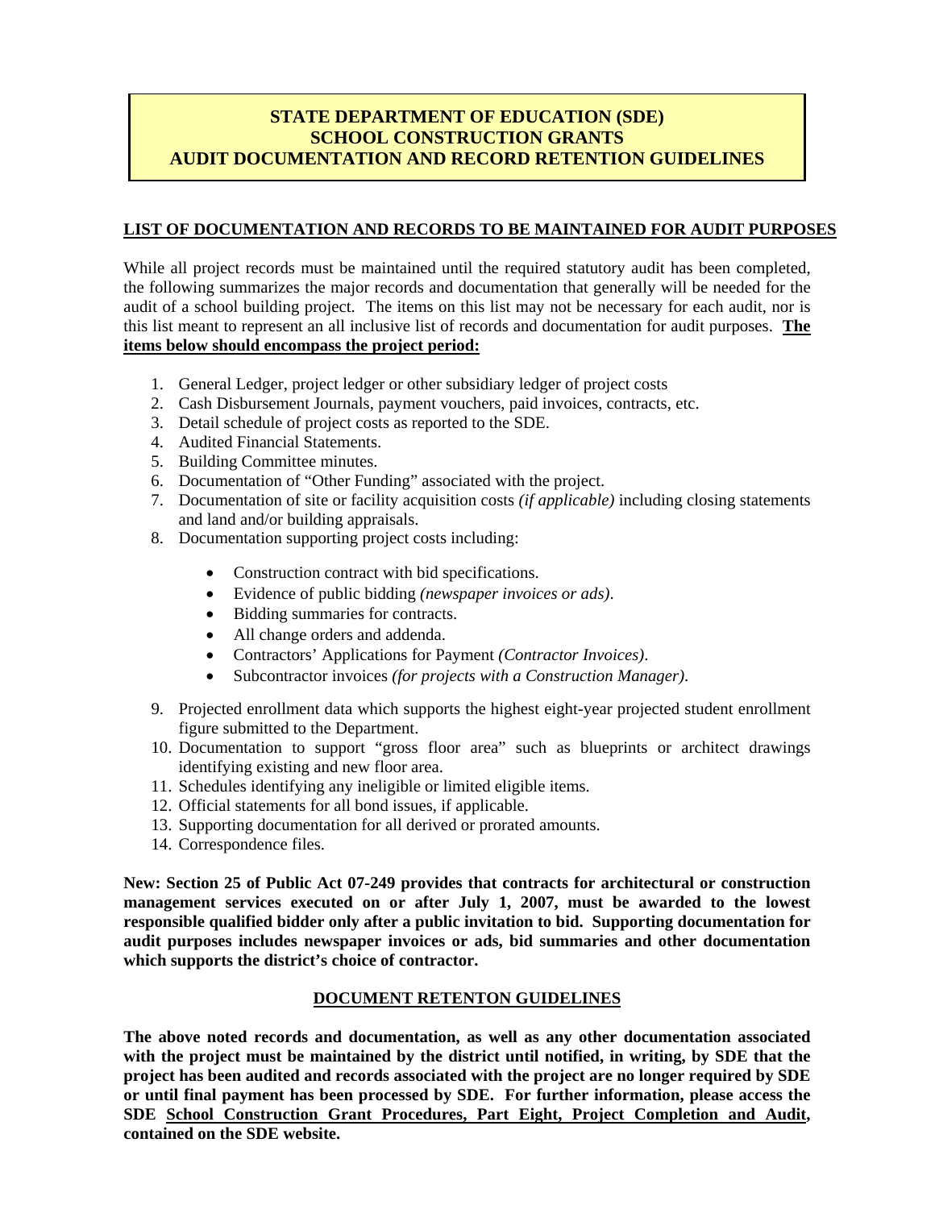# STATE DEPARTMENT OF EDUCATION (SDE) SCHOOL CONSTRUCTION GRANTS AUDIT DOCUMENTATION AND RECORD RETENTION GUIDELINES

## LIST OF DOCUMENTATION AND RECORDS TO BE MAINTAINED FOR AUDIT PURPOSES

While all project records must be maintained until the required statutory audit has been completed, the following summarizes the major records and documentation that generally will be needed for the audit of a school building project. The items on this list may not be necessary for each audit, nor is this list meant to represent an all inclusive list of records and documentation for audit purposes. **The items below should encompass the project period:**

1. General Ledger, project ledger or other subsidiary ledger of project costs
2. Cash Disbursement Journals, payment vouchers, paid invoices, contracts, etc.
3. Detail schedule of project costs as reported to the SDE.
4. Audited Financial Statements.
5. Building Committee minutes.
6. Documentation of "Other Funding" associated with the project.
7. Documentation of site or facility acquisition costs *(if applicable)* including closing statements and land and/or building appraisals.
8. Documentation supporting project costs including:
   - Construction contract with bid specifications.
   - Evidence of public bidding *(newspaper invoices or ads)*.
   - Bidding summaries for contracts.
   - All change orders and addenda.
   - Contractors' Applications for Payment *(Contractor Invoices)*.
   - Subcontractor invoices *(for projects with a Construction Manager)*.
9. Projected enrollment data which supports the highest eight-year projected student enrollment figure submitted to the Department.
10. Documentation to support "gross floor area" such as blueprints or architect drawings identifying existing and new floor area.
11. Schedules identifying any ineligible or limited eligible items.
12. Official statements for all bond issues, if applicable.
13. Supporting documentation for all derived or prorated amounts.
14. Correspondence files.

**New: Section 25 of Public Act 07-249 provides that contracts for architectural or construction management services executed on or after July 1, 2007, must be awarded to the lowest responsible qualified bidder only after a public invitation to bid. Supporting documentation for audit purposes includes newspaper invoices or ads, bid summaries and other documentation which supports the district's choice of contractor.**

## DOCUMENT RETENTON GUIDELINES

**The above noted records and documentation, as well as any other documentation associated with the project must be maintained by the district until notified, in writing, by SDE that the project has been audited and records associated with the project are no longer required by SDE or until final payment has been processed by SDE. For further information, please access the SDE School Construction Grant Procedures, Part Eight, Project Completion and Audit, contained on the SDE website.**